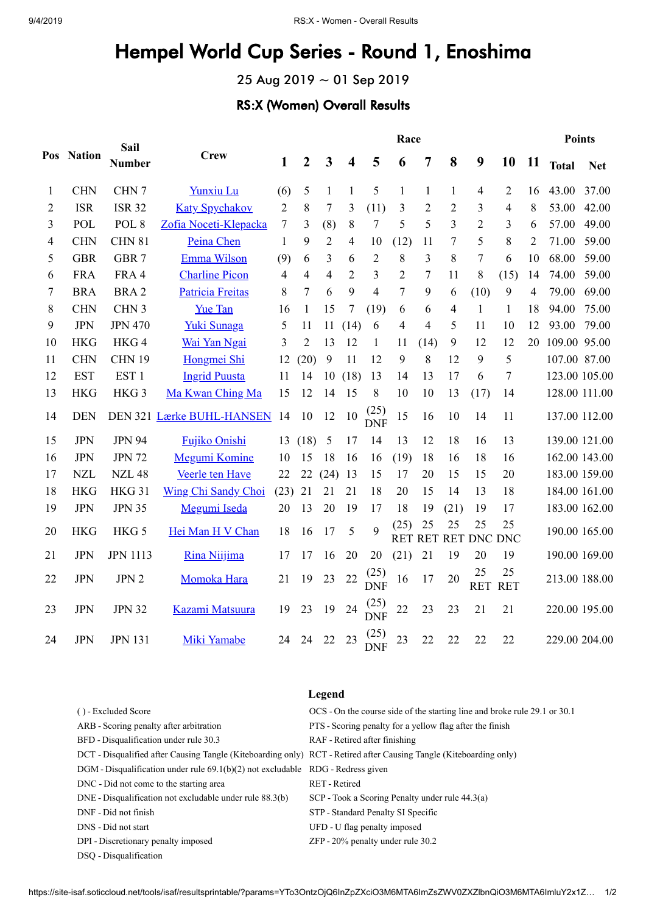# Hempel World Cup Series - Round 1, Enoshima

25 Aug 2019 ~ 01 Sep 2019

## RS:X (Women) Overall Results

| Pos | Nation | Sail Number | Crew | Race 1 | 2 | 3 | 4 | 5 | 6 | 7 | 8 | 9 | 10 | 11 | Points Total | Net |
|---|---|---|---|---|---|---|---|---|---|---|---|---|---|---|---|---|
| 1 | CHN | CHN 7 | Yunxiu Lu | (6) | 5 | 1 | 1 | 5 | 1 | 1 | 1 | 4 | 2 | 16 | 43.00 | 37.00 |
| 2 | ISR | ISR 32 | Katy Spychakov | 2 | 8 | 7 | 3 | (11) | 3 | 2 | 2 | 3 | 4 | 8 | 53.00 | 42.00 |
| 3 | POL | POL 8 | Zofia Noceti-Klepacka | 7 | 3 | (8) | 8 | 7 | 5 | 5 | 3 | 2 | 3 | 6 | 57.00 | 49.00 |
| 4 | CHN | CHN 81 | Peina Chen | 1 | 9 | 2 | 4 | 10 | (12) | 11 | 7 | 5 | 8 | 2 | 71.00 | 59.00 |
| 5 | GBR | GBR 7 | Emma Wilson | (9) | 6 | 3 | 6 | 2 | 8 | 3 | 8 | 7 | 6 | 10 | 68.00 | 59.00 |
| 6 | FRA | FRA 4 | Charline Picon | 4 | 4 | 4 | 2 | 3 | 2 | 7 | 11 | 8 | (15) | 14 | 74.00 | 59.00 |
| 7 | BRA | BRA 2 | Patricia Freitas | 8 | 7 | 6 | 9 | 4 | 7 | 9 | 6 | (10) | 9 | 4 | 79.00 | 69.00 |
| 8 | CHN | CHN 3 | Yue Tan | 16 | 1 | 15 | 7 | (19) | 6 | 6 | 4 | 1 | 1 | 18 | 94.00 | 75.00 |
| 9 | JPN | JPN 470 | Yuki Sunaga | 5 | 11 | 11 | (14) | 6 | 4 | 4 | 5 | 11 | 10 | 12 | 93.00 | 79.00 |
| 10 | HKG | HKG 4 | Wai Yan Ngai | 3 | 2 | 13 | 12 | 1 | 11 | (14) | 9 | 12 | 12 | 20 | 109.00 | 95.00 |
| 11 | CHN | CHN 19 | Hongmei Shi | 12 | (20) | 9 | 11 | 12 | 9 | 8 | 12 | 9 | 5 | | 107.00 | 87.00 |
| 12 | EST | EST 1 | Ingrid Puusta | 11 | 14 | 10 | (18) | 13 | 14 | 13 | 17 | 6 | 7 | | 123.00 | 105.00 |
| 13 | HKG | HKG 3 | Ma Kwan Ching Ma | 15 | 12 | 14 | 15 | 8 | 10 | 10 | 13 | (17) | 14 | | 128.00 | 111.00 |
| 14 | DEN | DEN 321 | Lærke BUHL-HANSEN | 14 | 10 | 12 | 10 | (25) DNF | 15 | 16 | 10 | 14 | 11 | | 137.00 | 112.00 |
| 15 | JPN | JPN 94 | Fujiko Onishi | 13 | (18) | 5 | 17 | 14 | 13 | 12 | 18 | 16 | 13 | | 139.00 | 121.00 |
| 16 | JPN | JPN 72 | Megumi Komine | 10 | 15 | 18 | 16 | 16 | (19) | 18 | 16 | 18 | 16 | | 162.00 | 143.00 |
| 17 | NZL | NZL 48 | Veerle ten Have | 22 | 22 | (24) | 13 | 15 | 17 | 20 | 15 | 15 | 20 | | 183.00 | 159.00 |
| 18 | HKG | HKG 31 | Wing Chi Sandy Choi | (23) | 21 | 21 | 21 | 18 | 20 | 15 | 14 | 13 | 18 | | 184.00 | 161.00 |
| 19 | JPN | JPN 35 | Megumi Iseda | 20 | 13 | 20 | 19 | 17 | 18 | 19 | (21) | 19 | 17 | | 183.00 | 162.00 |
| 20 | HKG | HKG 5 | Hei Man H V Chan | 18 | 16 | 17 | 5 | 9 | (25) RET | 25 RET | 25 RET | 25 DNC | 25 DNC | | 190.00 | 165.00 |
| 21 | JPN | JPN 1113 | Rina Niijima | 17 | 17 | 16 | 20 | 20 | (21) | 21 | 19 | 20 | 19 | | 190.00 | 169.00 |
| 22 | JPN | JPN 2 | Momoka Hara | 21 | 19 | 23 | 22 | (25) DNF | 16 | 17 | 20 | 25 RET | 25 RET | | 213.00 | 188.00 |
| 23 | JPN | JPN 32 | Kazami Matsuura | 19 | 23 | 19 | 24 | (25) DNF | 22 | 23 | 23 | 21 | 21 | | 220.00 | 195.00 |
| 24 | JPN | JPN 131 | Miki Yamabe | 24 | 24 | 22 | 23 | (25) DNF | 23 | 22 | 22 | 22 | 22 | | 229.00 | 204.00 |

### Legend

- ( ) - Excluded Score
- ARB - Scoring penalty after arbitration
- BFD - Disqualification under rule 30.3
- DCT - Disqualified after Causing Tangle (Kiteboarding only)
- DGM - Disqualification under rule 69.1(b)(2) not excludable
- DNC - Did not come to the starting area
- DNE - Disqualification not excludable under rule 88.3(b)
- DNF - Did not finish
- DNS - Did not start
- DPI - Discretionary penalty imposed
- DSQ - Disqualification
- OCS - On the course side of the starting line and broke rule 29.1 or 30.1
- PTS - Scoring penalty for a yellow flag after the finish
- RAF - Retired after finishing
- RCT - Retired after Causing Tangle (Kiteboarding only)
- RDG - Redress given
- RET - Retired
- SCP - Took a Scoring Penalty under rule 44.3(a)
- STP - Standard Penalty SI Specific
- UFD - U flag penalty imposed
- ZFP - 20% penalty under rule 30.2